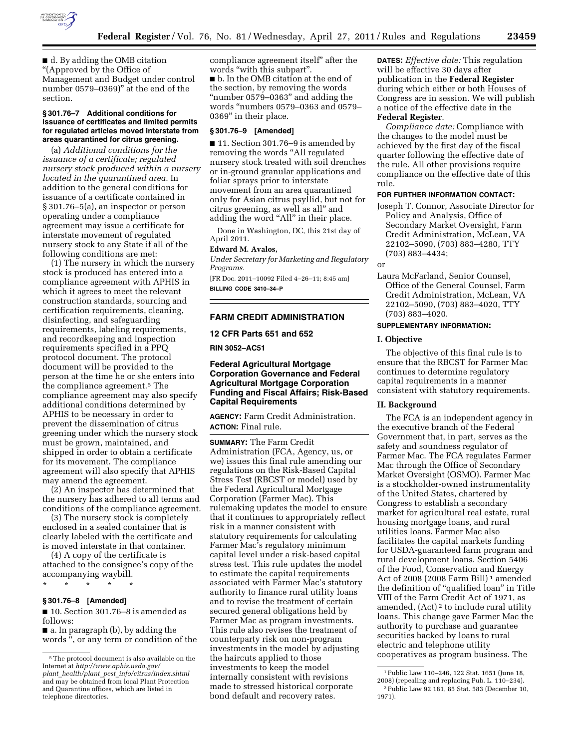■ d. By adding the OMB citation "(Approved by the Office of Management and Budget under control number 0579–0369)" at the end of the section.

**§ 301.76–7 Additional conditions for issuance of certificates and limited permits for regulated articles moved interstate from areas quarantined for citrus greening.**

(a) *Additional conditions for the issuance of a certificate; regulated nursery stock produced within a nursery located in the quarantined area.* In addition to the general conditions for issuance of a certificate contained in § 301.76–5(a), an inspector or person operating under a compliance agreement may issue a certificate for interstate movement of regulated nursery stock to any State if all of the following conditions are met:

(1) The nursery in which the nursery stock is produced has entered into a compliance agreement with APHIS in which it agrees to meet the relevant construction standards, sourcing and certification requirements, cleaning, disinfecting, and safeguarding requirements, labeling requirements, and recordkeeping and inspection requirements specified in a PPQ protocol document. The protocol document will be provided to the person at the time he or she enters into the compliance agreement.[5] The compliance agreement may also specify additional conditions determined by APHIS to be necessary in order to prevent the dissemination of citrus greening under which the nursery stock must be grown, maintained, and shipped in order to obtain a certificate for its movement. The compliance agreement will also specify that APHIS may amend the agreement.

(2) An inspector has determined that the nursery has adhered to all terms and conditions of the compliance agreement.

(3) The nursery stock is completely enclosed in a sealed container that is clearly labeled with the certificate and is moved interstate in that container.

(4) A copy of the certificate is attached to the consignee's copy of the accompanying waybill.

\* \* \* \* \*

**§ 301.76–8 [Amended]**

■ 10. Section 301.76–8 is amended as follows:

■ a. In paragraph (b), by adding the words ", or any term or condition of the compliance agreement itself" after the words "with this subpart".

■ b. In the OMB citation at the end of the section, by removing the words "number 0579–0363" and adding the words "numbers 0579–0363 and 0579–0369" in their place.

**§ 301.76–9 [Amended]**

■ 11. Section 301.76–9 is amended by removing the words "All regulated nursery stock treated with soil drenches or in-ground granular applications and foliar sprays prior to interstate movement from an area quarantined only for Asian citrus psyllid, but not for citrus greening, as well as all" and adding the word "All" in their place.

Done in Washington, DC, this 21st day of April 2011.

**Edward M. Avalos,**

*Under Secretary for Marketing and Regulatory Programs.*

[FR Doc. 2011–10092 Filed 4–26–11; 8:45 am]

**BILLING CODE 3410–34–P**

[5] The protocol document is also available on the Internet at *http://www.aphis.usda.gov/plant_health/plant_pest_info/citrus/index.shtml* and may be obtained from local Plant Protection and Quarantine offices, which are listed in telephone directories.

---

## FARM CREDIT ADMINISTRATION

### 12 CFR Parts 651 and 652

**RIN 3052–AC51**

### Federal Agricultural Mortgage Corporation Governance and Federal Agricultural Mortgage Corporation Funding and Fiscal Affairs; Risk-Based Capital Requirements

**AGENCY:** Farm Credit Administration.

**ACTION:** Final rule.

**SUMMARY:** The Farm Credit Administration (FCA, Agency, us, or we) issues this final rule amending our regulations on the Risk-Based Capital Stress Test (RBCST or model) used by the Federal Agricultural Mortgage Corporation (Farmer Mac). This rulemaking updates the model to ensure that it continues to appropriately reflect risk in a manner consistent with statutory requirements for calculating Farmer Mac's regulatory minimum capital level under a risk-based capital stress test. This rule updates the model to estimate the capital requirements associated with Farmer Mac's statutory authority to finance rural utility loans and to revise the treatment of certain secured general obligations held by Farmer Mac as program investments. This rule also revises the treatment of counterparty risk on non-program investments in the model by adjusting the haircuts applied to those investments to keep the model internally consistent with revisions made to stressed historical corporate bond default and recovery rates.

**DATES:** *Effective date:* This regulation will be effective 30 days after publication in the **Federal Register** during which either or both Houses of Congress are in session. We will publish a notice of the effective date in the **Federal Register**.

*Compliance date:* Compliance with the changes to the model must be achieved by the first day of the fiscal quarter following the effective date of the rule. All other provisions require compliance on the effective date of this rule.

**FOR FURTHER INFORMATION CONTACT:**

Joseph T. Connor, Associate Director for Policy and Analysis, Office of Secondary Market Oversight, Farm Credit Administration, McLean, VA 22102–5090, (703) 883–4280, TTY (703) 883–4434;

or

Laura McFarland, Senior Counsel, Office of the General Counsel, Farm Credit Administration, McLean, VA 22102–5090, (703) 883–4020, TTY (703) 883–4020.

**SUPPLEMENTARY INFORMATION:**

**I. Objective**

The objective of this final rule is to ensure that the RBCST for Farmer Mac continues to determine regulatory capital requirements in a manner consistent with statutory requirements.

**II. Background**

The FCA is an independent agency in the executive branch of the Federal Government that, in part, serves as the safety and soundness regulator of Farmer Mac. The FCA regulates Farmer Mac through the Office of Secondary Market Oversight (OSMO). Farmer Mac is a stockholder-owned instrumentality of the United States, chartered by Congress to establish a secondary market for agricultural real estate, rural housing mortgage loans, and rural utilities loans. Farmer Mac also facilitates the capital markets funding for USDA-guaranteed farm program and rural development loans. Section 5406 of the Food, Conservation and Energy Act of 2008 (2008 Farm Bill)[1] amended the definition of "qualified loan" in Title VIII of the Farm Credit Act of 1971, as amended, (Act)[2] to include rural utility loans. This change gave Farmer Mac the authority to purchase and guarantee securities backed by loans to rural electric and telephone utility cooperatives as program business. The

[1] Public Law 110–246, 122 Stat. 1651 (June 18, 2008) (repealing and replacing Pub. L. 110–234).

[2] Public Law 92 181, 85 Stat. 583 (December 10, 1971).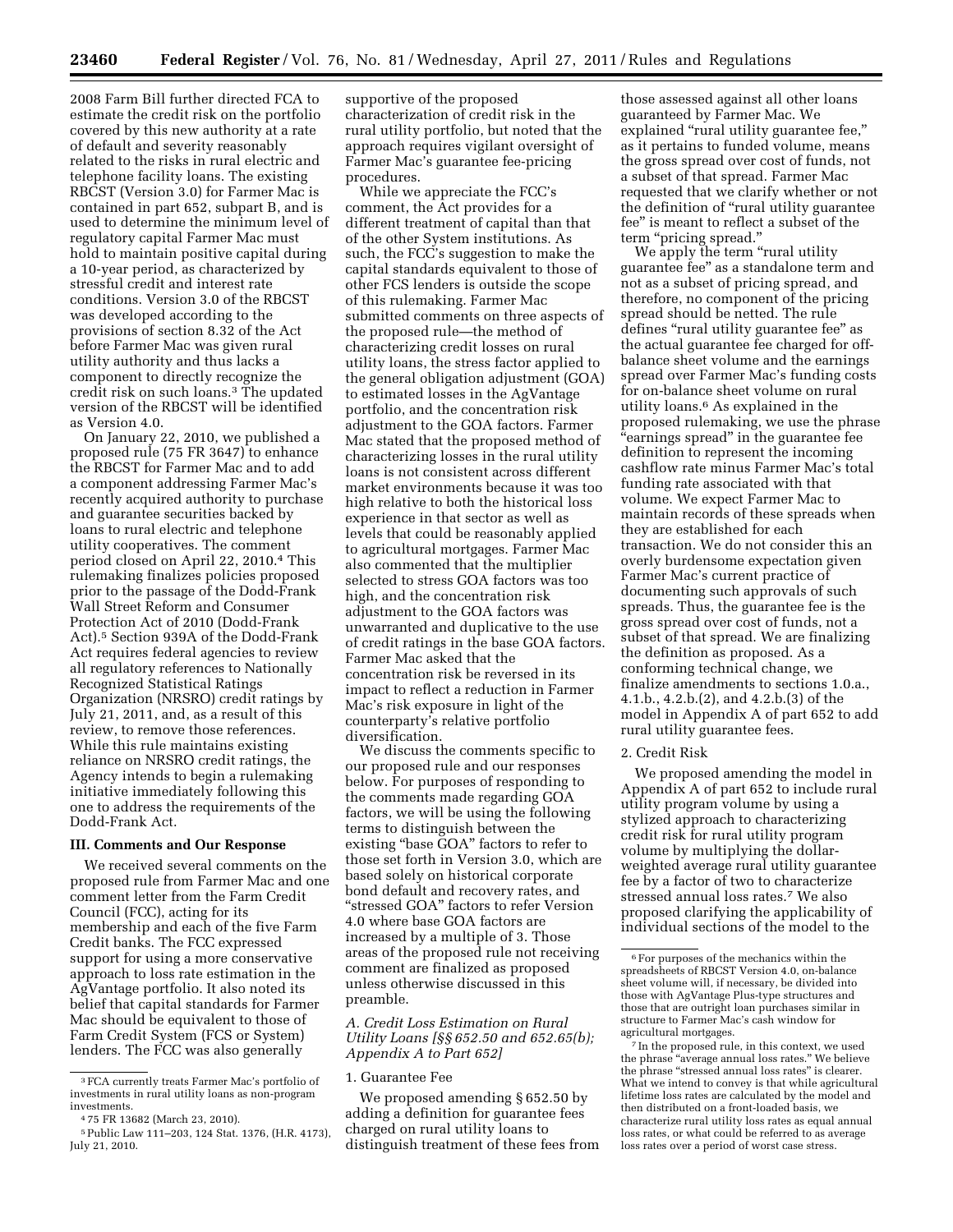2008 Farm Bill further directed FCA to estimate the credit risk on the portfolio covered by this new authority at a rate of default and severity reasonably related to the risks in rural electric and telephone facility loans. The existing RBCST (Version 3.0) for Farmer Mac is contained in part 652, subpart B, and is used to determine the minimum level of regulatory capital Farmer Mac must hold to maintain positive capital during a 10-year period, as characterized by stressful credit and interest rate conditions. Version 3.0 of the RBCST was developed according to the provisions of section 8.32 of the Act before Farmer Mac was given rural utility authority and thus lacks a component to directly recognize the credit risk on such loans.[3] The updated version of the RBCST will be identified as Version 4.0.

On January 22, 2010, we published a proposed rule (75 FR 3647) to enhance the RBCST for Farmer Mac and to add a component addressing Farmer Mac's recently acquired authority to purchase and guarantee securities backed by loans to rural electric and telephone utility cooperatives. The comment period closed on April 22, 2010.[4] This rulemaking finalizes policies proposed prior to the passage of the Dodd-Frank Wall Street Reform and Consumer Protection Act of 2010 (Dodd-Frank Act).[5] Section 939A of the Dodd-Frank Act requires federal agencies to review all regulatory references to Nationally Recognized Statistical Ratings Organization (NRSRO) credit ratings by July 21, 2011, and, as a result of this review, to remove those references. While this rule maintains existing reliance on NRSRO credit ratings, the Agency intends to begin a rulemaking initiative immediately following this one to address the requirements of the Dodd-Frank Act.

### III. Comments and Our Response

We received several comments on the proposed rule from Farmer Mac and one comment letter from the Farm Credit Council (FCC), acting for its membership and each of the five Farm Credit banks. The FCC expressed support for using a more conservative approach to loss rate estimation in the AgVantage portfolio. It also noted its belief that capital standards for Farmer Mac should be equivalent to those of Farm Credit System (FCS or System) lenders. The FCC was also generally supportive of the proposed characterization of credit risk in the rural utility portfolio, but noted that the approach requires vigilant oversight of Farmer Mac's guarantee fee-pricing procedures.

While we appreciate the FCC's comment, the Act provides for a different treatment of capital than that of the other System institutions. As such, the FCC's suggestion to make the capital standards equivalent to those of other FCS lenders is outside the scope of this rulemaking. Farmer Mac submitted comments on three aspects of the proposed rule—the method of characterizing credit losses on rural utility loans, the stress factor applied to the general obligation adjustment (GOA) to estimated losses in the AgVantage portfolio, and the concentration risk adjustment to the GOA factors. Farmer Mac stated that the proposed method of characterizing losses in the rural utility loans is not consistent across different market environments because it was too high relative to both the historical loss experience in that sector as well as levels that could be reasonably applied to agricultural mortgages. Farmer Mac also commented that the multiplier selected to stress GOA factors was too high, and the concentration risk adjustment to the GOA factors was unwarranted and duplicative to the use of credit ratings in the base GOA factors. Farmer Mac asked that the concentration risk be reversed in its impact to reflect a reduction in Farmer Mac's risk exposure in light of the counterparty's relative portfolio diversification.

We discuss the comments specific to our proposed rule and our responses below. For purposes of responding to the comments made regarding GOA factors, we will be using the following terms to distinguish between the existing "base GOA" factors to refer to those set forth in Version 3.0, which are based solely on historical corporate bond default and recovery rates, and "stressed GOA" factors to refer Version 4.0 where base GOA factors are increased by a multiple of 3. Those areas of the proposed rule not receiving comment are finalized as proposed unless otherwise discussed in this preamble.

#### *A. Credit Loss Estimation on Rural Utility Loans [§§ 652.50 and 652.65(b); Appendix A to Part 652]*

1. Guarantee Fee

We proposed amending § 652.50 by adding a definition for guarantee fees charged on rural utility loans to distinguish treatment of these fees from those assessed against all other loans guaranteed by Farmer Mac. We explained "rural utility guarantee fee," as it pertains to funded volume, means the gross spread over cost of funds, not a subset of that spread. Farmer Mac requested that we clarify whether or not the definition of "rural utility guarantee fee" is meant to reflect a subset of the term "pricing spread."

We apply the term "rural utility guarantee fee" as a standalone term and not as a subset of pricing spread, and therefore, no component of the pricing spread should be netted. The rule defines "rural utility guarantee fee" as the actual guarantee fee charged for off-balance sheet volume and the earnings spread over Farmer Mac's funding costs for on-balance sheet volume on rural utility loans.[6] As explained in the proposed rulemaking, we use the phrase "earnings spread" in the guarantee fee definition to represent the incoming cashflow rate minus Farmer Mac's total funding rate associated with that volume. We expect Farmer Mac to maintain records of these spreads when they are established for each transaction. We do not consider this an overly burdensome expectation given Farmer Mac's current practice of documenting such approvals of such spreads. Thus, the guarantee fee is the gross spread over cost of funds, not a subset of that spread. We are finalizing the definition as proposed. As a conforming technical change, we finalize amendments to sections 1.0.a., 4.1.b., 4.2.b.(2), and 4.2.b.(3) of the model in Appendix A of part 652 to add rural utility guarantee fees.

2. Credit Risk

We proposed amending the model in Appendix A of part 652 to include rural utility program volume by using a stylized approach to characterizing credit risk for rural utility program volume by multiplying the dollar-weighted average rural utility guarantee fee by a factor of two to characterize stressed annual loss rates.[7] We also proposed clarifying the applicability of individual sections of the model to the

---

[3] FCA currently treats Farmer Mac's portfolio of investments in rural utility loans as non-program investments.

[4] 75 FR 13682 (March 23, 2010).

[5] Public Law 111–203, 124 Stat. 1376, (H.R. 4173), July 21, 2010.

[6] For purposes of the mechanics within the spreadsheets of RBCST Version 4.0, on-balance sheet volume will, if necessary, be divided into those with AgVantage Plus-type structures and those that are outright loan purchases similar in structure to Farmer Mac's cash window for agricultural mortgages.

[7] In the proposed rule, in this context, we used the phrase "average annual loss rates." We believe the phrase "stressed annual loss rates" is clearer. What we intend to convey is that while agricultural lifetime loss rates are calculated by the model and then distributed on a front-loaded basis, we characterize rural utility loss rates as equal annual loss rates, or what could be referred to as average loss rates over a period of worst case stress.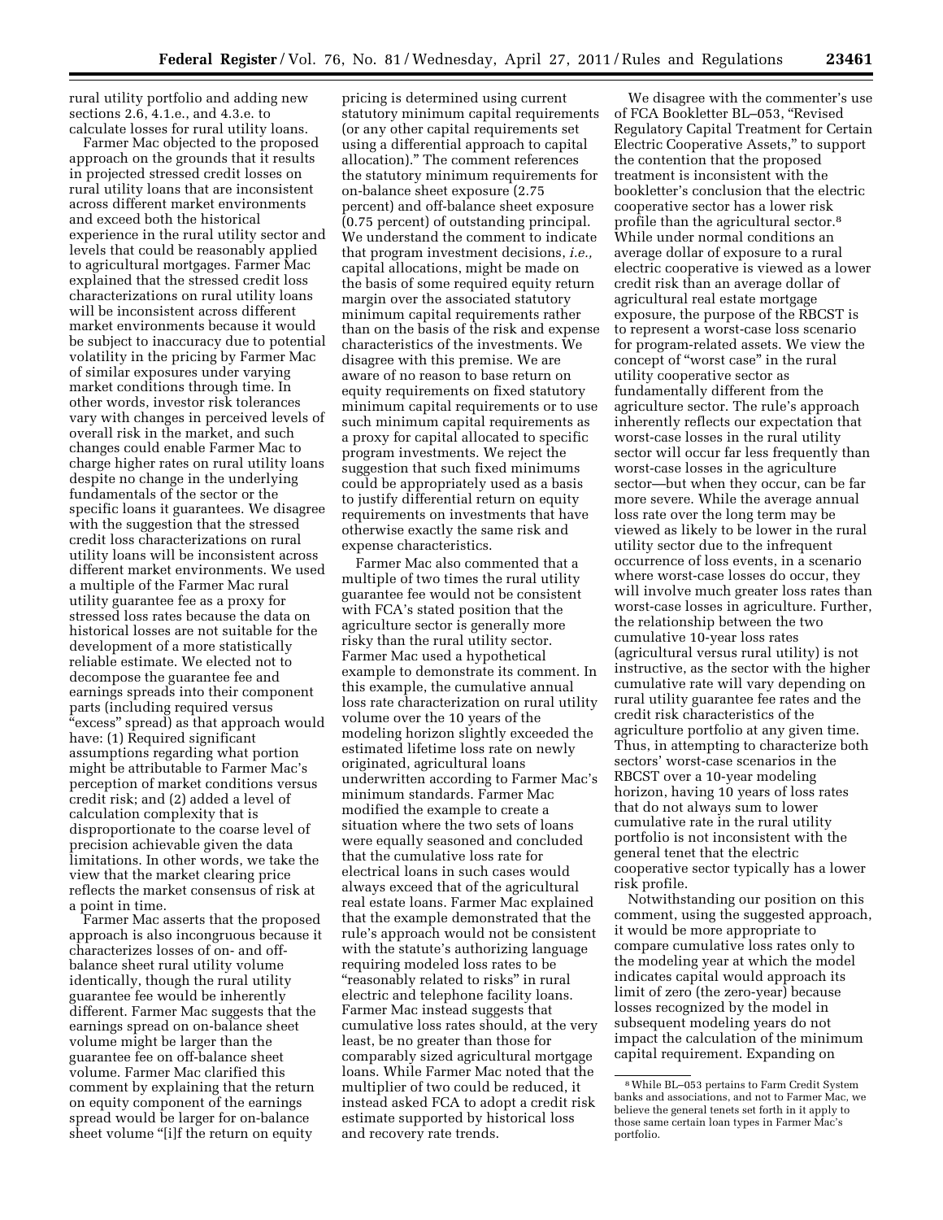rural utility portfolio and adding new sections 2.6, 4.1.e., and 4.3.e. to calculate losses for rural utility loans.

Farmer Mac objected to the proposed approach on the grounds that it results in projected stressed credit losses on rural utility loans that are inconsistent across different market environments and exceed both the historical experience in the rural utility sector and levels that could be reasonably applied to agricultural mortgages. Farmer Mac explained that the stressed credit loss characterizations on rural utility loans will be inconsistent across different market environments because it would be subject to inaccuracy due to potential volatility in the pricing by Farmer Mac of similar exposures under varying market conditions through time. In other words, investor risk tolerances vary with changes in perceived levels of overall risk in the market, and such changes could enable Farmer Mac to charge higher rates on rural utility loans despite no change in the underlying fundamentals of the sector or the specific loans it guarantees. We disagree with the suggestion that the stressed credit loss characterizations on rural utility loans will be inconsistent across different market environments. We used a multiple of the Farmer Mac rural utility guarantee fee as a proxy for stressed loss rates because the data on historical losses are not suitable for the development of a more statistically reliable estimate. We elected not to decompose the guarantee fee and earnings spreads into their component parts (including required versus "excess" spread) as that approach would have: (1) Required significant assumptions regarding what portion might be attributable to Farmer Mac's perception of market conditions versus credit risk; and (2) added a level of calculation complexity that is disproportionate to the coarse level of precision achievable given the data limitations. In other words, we take the view that the market clearing price reflects the market consensus of risk at a point in time.

Farmer Mac asserts that the proposed approach is also incongruous because it characterizes losses of on- and off-balance sheet rural utility volume identically, though the rural utility guarantee fee would be inherently different. Farmer Mac suggests that the earnings spread on on-balance sheet volume might be larger than the guarantee fee on off-balance sheet volume. Farmer Mac clarified this comment by explaining that the return on equity component of the earnings spread would be larger for on-balance sheet volume "[i]f the return on equity pricing is determined using current statutory minimum capital requirements (or any other capital requirements set using a differential approach to capital allocation)." The comment references the statutory minimum requirements for on-balance sheet exposure (2.75 percent) and off-balance sheet exposure (0.75 percent) of outstanding principal. We understand the comment to indicate that program investment decisions, *i.e.,* capital allocations, might be made on the basis of some required equity return margin over the associated statutory minimum capital requirements rather than on the basis of the risk and expense characteristics of the investments. We disagree with this premise. We are aware of no reason to base return on equity requirements on fixed statutory minimum capital requirements or to use such minimum capital requirements as a proxy for capital allocated to specific program investments. We reject the suggestion that such fixed minimums could be appropriately used as a basis to justify differential return on equity requirements on investments that have otherwise exactly the same risk and expense characteristics.

Farmer Mac also commented that a multiple of two times the rural utility guarantee fee would not be consistent with FCA's stated position that the agriculture sector is generally more risky than the rural utility sector. Farmer Mac used a hypothetical example to demonstrate its comment. In this example, the cumulative annual loss rate characterization on rural utility volume over the 10 years of the modeling horizon slightly exceeded the estimated lifetime loss rate on newly originated, agricultural loans underwritten according to Farmer Mac's minimum standards. Farmer Mac modified the example to create a situation where the two sets of loans were equally seasoned and concluded that the cumulative loss rate for electrical loans in such cases would always exceed that of the agricultural real estate loans. Farmer Mac explained that the example demonstrated that the rule's approach would not be consistent with the statute's authorizing language requiring modeled loss rates to be "reasonably related to risks" in rural electric and telephone facility loans. Farmer Mac instead suggests that cumulative loss rates should, at the very least, be no greater than those for comparably sized agricultural mortgage loans. While Farmer Mac noted that the multiplier of two could be reduced, it instead asked FCA to adopt a credit risk estimate supported by historical loss and recovery rate trends.

We disagree with the commenter's use of FCA Bookletter BL–053, "Revised Regulatory Capital Treatment for Certain Electric Cooperative Assets," to support the contention that the proposed treatment is inconsistent with the bookletter's conclusion that the electric cooperative sector has a lower risk profile than the agricultural sector.[8] While under normal conditions an average dollar of exposure to a rural electric cooperative is viewed as a lower credit risk than an average dollar of agricultural real estate mortgage exposure, the purpose of the RBCST is to represent a worst-case loss scenario for program-related assets. We view the concept of "worst case" in the rural utility cooperative sector as fundamentally different from the agriculture sector. The rule's approach inherently reflects our expectation that worst-case losses in the rural utility sector will occur far less frequently than worst-case losses in the agriculture sector—but when they occur, can be far more severe. While the average annual loss rate over the long term may be viewed as likely to be lower in the rural utility sector due to the infrequent occurrence of loss events, in a scenario where worst-case losses do occur, they will involve much greater loss rates than worst-case losses in agriculture. Further, the relationship between the two cumulative 10-year loss rates (agricultural versus rural utility) is not instructive, as the sector with the higher cumulative rate will vary depending on rural utility guarantee fee rates and the credit risk characteristics of the agriculture portfolio at any given time. Thus, in attempting to characterize both sectors' worst-case scenarios in the RBCST over a 10-year modeling horizon, having 10 years of loss rates that do not always sum to lower cumulative rate in the rural utility portfolio is not inconsistent with the general tenet that the electric cooperative sector typically has a lower risk profile.

Notwithstanding our position on this comment, using the suggested approach, it would be more appropriate to compare cumulative loss rates only to the modeling year at which the model indicates capital would approach its limit of zero (the zero-year) because losses recognized by the model in subsequent modeling years do not impact the calculation of the minimum capital requirement. Expanding on

[8] While BL–053 pertains to Farm Credit System banks and associations, and not to Farmer Mac, we believe the general tenets set forth in it apply to those same certain loan types in Farmer Mac's portfolio.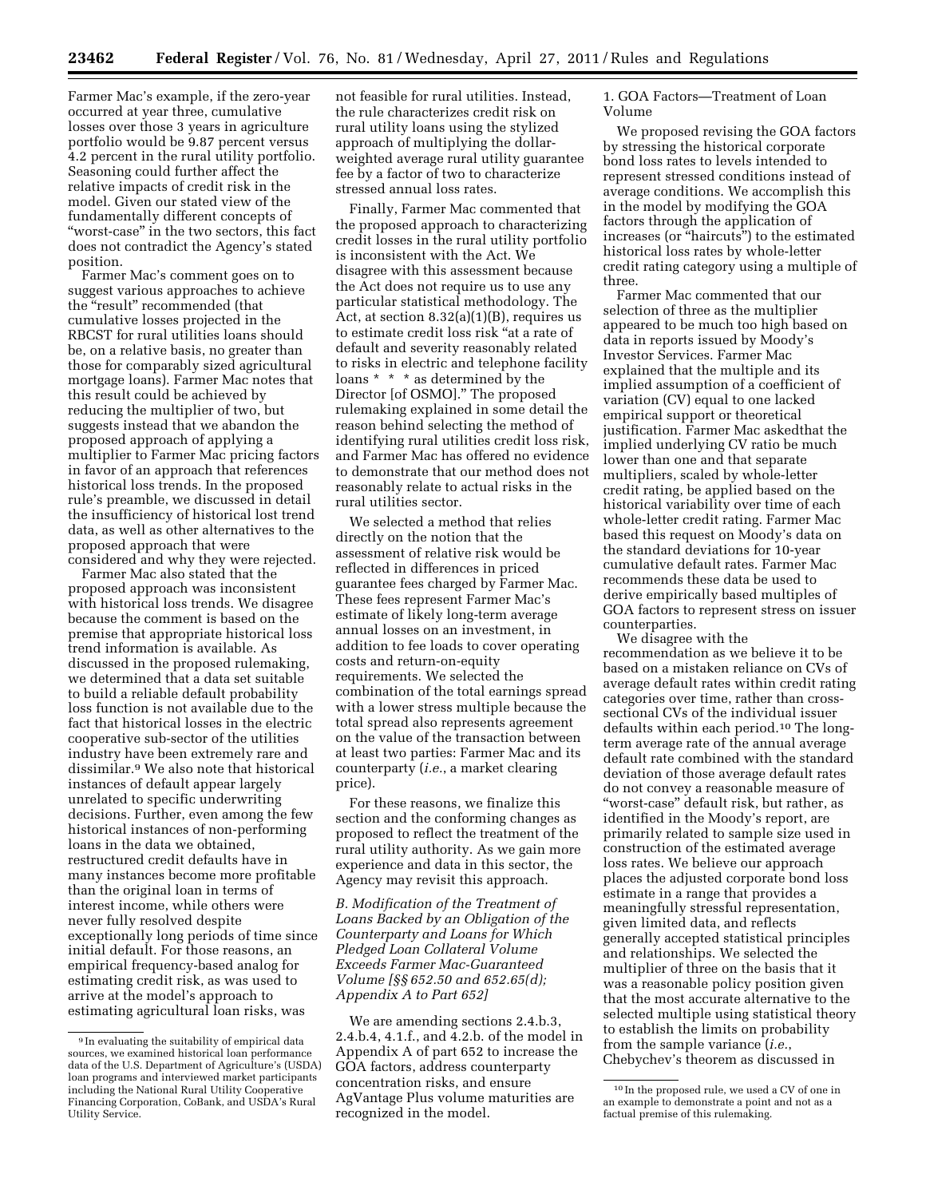Farmer Mac's example, if the zero-year occurred at year three, cumulative losses over those 3 years in agriculture portfolio would be 9.87 percent versus 4.2 percent in the rural utility portfolio. Seasoning could further affect the relative impacts of credit risk in the model. Given our stated view of the fundamentally different concepts of "worst-case" in the two sectors, this fact does not contradict the Agency's stated position.

Farmer Mac's comment goes on to suggest various approaches to achieve the "result" recommended (that cumulative losses projected in the RBCST for rural utilities loans should be, on a relative basis, no greater than those for comparably sized agricultural mortgage loans). Farmer Mac notes that this result could be achieved by reducing the multiplier of two, but suggests instead that we abandon the proposed approach of applying a multiplier to Farmer Mac pricing factors in favor of an approach that references historical loss trends. In the proposed rule's preamble, we discussed in detail the insufficiency of historical lost trend data, as well as other alternatives to the proposed approach that were considered and why they were rejected.

Farmer Mac also stated that the proposed approach was inconsistent with historical loss trends. We disagree because the comment is based on the premise that appropriate historical loss trend information is available. As discussed in the proposed rulemaking, we determined that a data set suitable to build a reliable default probability loss function is not available due to the fact that historical losses in the electric cooperative sub-sector of the utilities industry have been extremely rare and dissimilar.[9] We also note that historical instances of default appear largely unrelated to specific underwriting decisions. Further, even among the few historical instances of non-performing loans in the data we obtained, restructured credit defaults have in many instances become more profitable than the original loan in terms of interest income, while others were never fully resolved despite exceptionally long periods of time since initial default. For those reasons, an empirical frequency-based analog for estimating credit risk, as was used to arrive at the model's approach to estimating agricultural loan risks, was not feasible for rural utilities. Instead, the rule characterizes credit risk on rural utility loans using the stylized approach of multiplying the dollar-weighted average rural utility guarantee fee by a factor of two to characterize stressed annual loss rates.

Finally, Farmer Mac commented that the proposed approach to characterizing credit losses in the rural utility portfolio is inconsistent with the Act. We disagree with this assessment because the Act does not require us to use any particular statistical methodology. The Act, at section 8.32(a)(1)(B), requires us to estimate credit loss risk "at a rate of default and severity reasonably related to risks in electric and telephone facility loans * * * as determined by the Director [of OSMO]." The proposed rulemaking explained in some detail the reason behind selecting the method of identifying rural utilities credit loss risk, and Farmer Mac has offered no evidence to demonstrate that our method does not reasonably relate to actual risks in the rural utilities sector.

We selected a method that relies directly on the notion that the assessment of relative risk would be reflected in differences in priced guarantee fees charged by Farmer Mac. These fees represent Farmer Mac's estimate of likely long-term average annual losses on an investment, in addition to fee loads to cover operating costs and return-on-equity requirements. We selected the combination of the total earnings spread with a lower stress multiple because the total spread also represents agreement on the value of the transaction between at least two parties: Farmer Mac and its counterparty (*i.e.*, a market clearing price).

For these reasons, we finalize this section and the conforming changes as proposed to reflect the treatment of the rural utility authority. As we gain more experience and data in this sector, the Agency may revisit this approach.

### *B. Modification of the Treatment of Loans Backed by an Obligation of the Counterparty and Loans for Which Pledged Loan Collateral Volume Exceeds Farmer Mac-Guaranteed Volume [§§ 652.50 and 652.65(d); Appendix A to Part 652]*

We are amending sections 2.4.b.3, 2.4.b.4, 4.1.f., and 4.2.b. of the model in Appendix A of part 652 to increase the GOA factors, address counterparty concentration risks, and ensure AgVantage Plus volume maturities are recognized in the model.

#### 1. GOA Factors—Treatment of Loan Volume

We proposed revising the GOA factors by stressing the historical corporate bond loss rates to levels intended to represent stressed conditions instead of average conditions. We accomplish this in the model by modifying the GOA factors through the application of increases (or "haircuts") to the estimated historical loss rates by whole-letter credit rating category using a multiple of three.

Farmer Mac commented that our selection of three as the multiplier appeared to be much too high based on data in reports issued by Moody's Investor Services. Farmer Mac explained that the multiple and its implied assumption of a coefficient of variation (CV) equal to one lacked empirical support or theoretical justification. Farmer Mac askedthat the implied underlying CV ratio be much lower than one and that separate multipliers, scaled by whole-letter credit rating, be applied based on the historical variability over time of each whole-letter credit rating. Farmer Mac based this request on Moody's data on the standard deviations for 10-year cumulative default rates. Farmer Mac recommends these data be used to derive empirically based multiples of GOA factors to represent stress on issuer counterparties.

We disagree with the recommendation as we believe it to be based on a mistaken reliance on CVs of average default rates within credit rating categories over time, rather than cross-sectional CVs of the individual issuer defaults within each period.[10] The long-term average rate of the annual average default rate combined with the standard deviation of those average default rates do not convey a reasonable measure of "worst-case" default risk, but rather, as identified in the Moody's report, are primarily related to sample size used in construction of the estimated average loss rates. We believe our approach places the adjusted corporate bond loss estimate in a range that provides a meaningfully stressful representation, given limited data, and reflects generally accepted statistical principles and relationships. We selected the multiplier of three on the basis that it was a reasonable policy position given that the most accurate alternative to the selected multiple using statistical theory to establish the limits on probability from the sample variance (*i.e.*, Chebychev's theorem as discussed in

---

[9] In evaluating the suitability of empirical data sources, we examined historical loan performance data of the U.S. Department of Agriculture's (USDA) loan programs and interviewed market participants including the National Rural Utility Cooperative Financing Corporation, CoBank, and USDA's Rural Utility Service.

[10] In the proposed rule, we used a CV of one in an example to demonstrate a point and not as a factual premise of this rulemaking.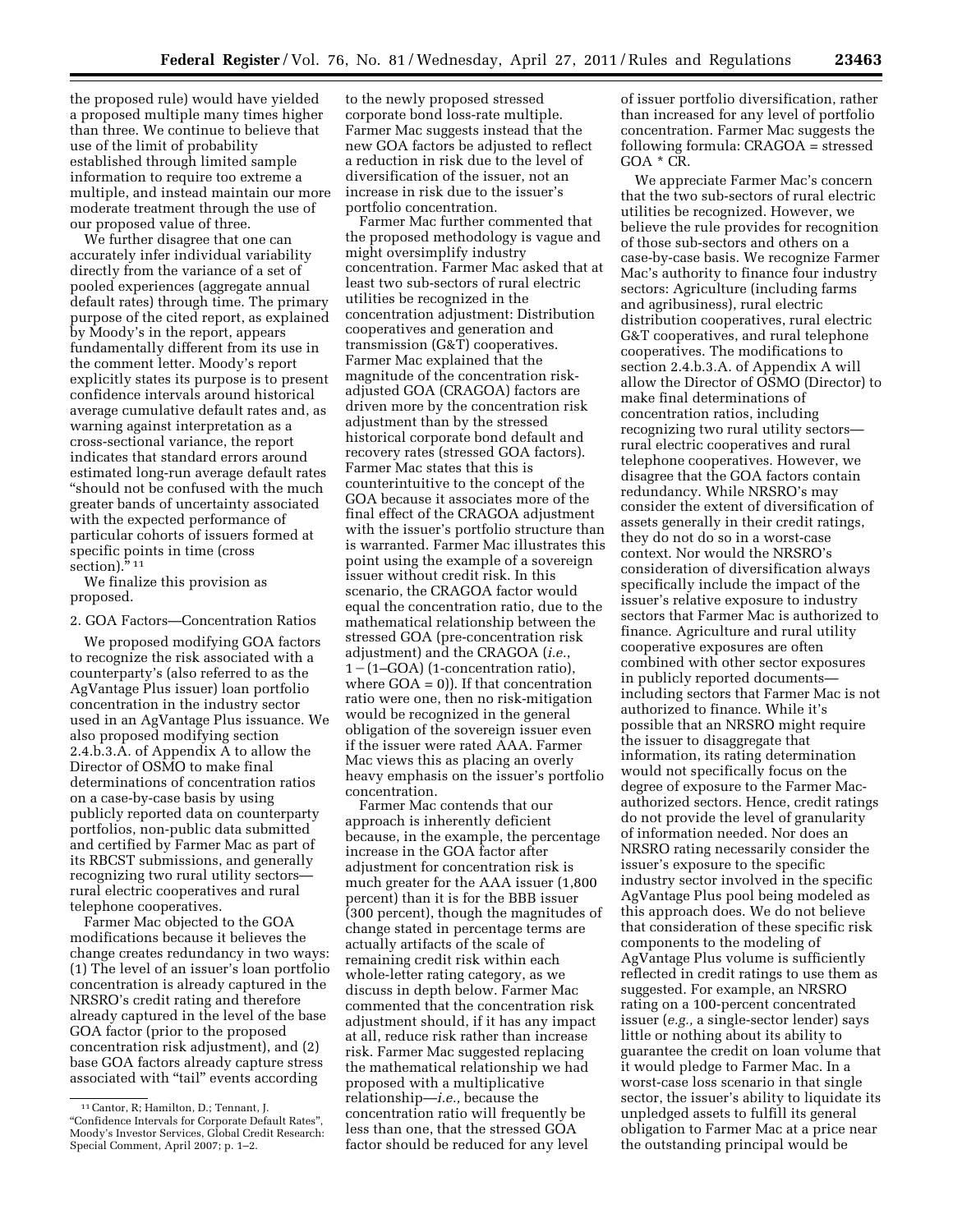the proposed rule) would have yielded a proposed multiple many times higher than three. We continue to believe that use of the limit of probability established through limited sample information to require too extreme a multiple, and instead maintain our more moderate treatment through the use of our proposed value of three.

We further disagree that one can accurately infer individual variability directly from the variance of a set of pooled experiences (aggregate annual default rates) through time. The primary purpose of the cited report, as explained by Moody's in the report, appears fundamentally different from its use in the comment letter. Moody's report explicitly states its purpose is to present confidence intervals around historical average cumulative default rates and, as warning against interpretation as a cross-sectional variance, the report indicates that standard errors around estimated long-run average default rates "should not be confused with the much greater bands of uncertainty associated with the expected performance of particular cohorts of issuers formed at specific points in time (cross section)." [11]

We finalize this provision as proposed.

2. GOA Factors—Concentration Ratios

We proposed modifying GOA factors to recognize the risk associated with a counterparty's (also referred to as the AgVantage Plus issuer) loan portfolio concentration in the industry sector used in an AgVantage Plus issuance. We also proposed modifying section 2.4.b.3.A. of Appendix A to allow the Director of OSMO to make final determinations of concentration ratios on a case-by-case basis by using publicly reported data on counterparty portfolios, non-public data submitted and certified by Farmer Mac as part of its RBCST submissions, and generally recognizing two rural utility sectors—rural electric cooperatives and rural telephone cooperatives.

Farmer Mac objected to the GOA modifications because it believes the change creates redundancy in two ways: (1) The level of an issuer's loan portfolio concentration is already captured in the NRSRO's credit rating and therefore already captured in the level of the base GOA factor (prior to the proposed concentration risk adjustment), and (2) base GOA factors already capture stress associated with "tail" events according to the newly proposed stressed corporate bond loss-rate multiple. Farmer Mac suggests instead that the new GOA factors be adjusted to reflect a reduction in risk due to the level of diversification of the issuer, not an increase in risk due to the issuer's portfolio concentration.

Farmer Mac further commented that the proposed methodology is vague and might oversimplify industry concentration. Farmer Mac asked that at least two sub-sectors of rural electric utilities be recognized in the concentration adjustment: Distribution cooperatives and generation and transmission (G&T) cooperatives. Farmer Mac explained that the magnitude of the concentration risk-adjusted GOA (CRAGOA) factors are driven more by the concentration risk adjustment than by the stressed historical corporate bond default and recovery rates (stressed GOA factors). Farmer Mac states that this is counterintuitive to the concept of the GOA because it associates more of the final effect of the CRAGOA adjustment with the issuer's portfolio structure than is warranted. Farmer Mac illustrates this point using the example of a sovereign issuer without credit risk. In this scenario, the CRAGOA factor would equal the concentration ratio, due to the mathematical relationship between the stressed GOA (pre-concentration risk adjustment) and the CRAGOA (*i.e.*, $1-(1\text{–GOA})$ (1-concentration ratio), where GOA = 0)). If that concentration ratio were one, then no risk-mitigation would be recognized in the general obligation of the sovereign issuer even if the issuer were rated AAA. Farmer Mac views this as placing an overly heavy emphasis on the issuer's portfolio concentration.

Farmer Mac contends that our approach is inherently deficient because, in the example, the percentage increase in the GOA factor after adjustment for concentration risk is much greater for the AAA issuer (1,800 percent) than it is for the BBB issuer (300 percent), though the magnitudes of change stated in percentage terms are actually artifacts of the scale of remaining credit risk within each whole-letter rating category, as we discuss in depth below. Farmer Mac commented that the concentration risk adjustment should, if it has any impact at all, reduce risk rather than increase risk. Farmer Mac suggested replacing the mathematical relationship we had proposed with a multiplicative relationship—*i.e.*, because the concentration ratio will frequently be less than one, that the stressed GOA factor should be reduced for any level of issuer portfolio diversification, rather than increased for any level of portfolio concentration. Farmer Mac suggests the following formula: CRAGOA = stressed GOA * CR.

We appreciate Farmer Mac's concern that the two sub-sectors of rural electric utilities be recognized. However, we believe the rule provides for recognition of those sub-sectors and others on a case-by-case basis. We recognize Farmer Mac's authority to finance four industry sectors: Agriculture (including farms and agribusiness), rural electric distribution cooperatives, rural electric G&T cooperatives, and rural telephone cooperatives. The modifications to section 2.4.b.3.A. of Appendix A will allow the Director of OSMO (Director) to make final determinations of concentration ratios, including recognizing two rural utility sectors—rural electric cooperatives and rural telephone cooperatives. However, we disagree that the GOA factors contain redundancy. While NRSRO's may consider the extent of diversification of assets generally in their credit ratings, they do not do so in a worst-case context. Nor would the NRSRO's consideration of diversification always specifically include the impact of the issuer's relative exposure to industry sectors that Farmer Mac is authorized to finance. Agriculture and rural utility cooperative exposures are often combined with other sector exposures in publicly reported documents—including sectors that Farmer Mac is not authorized to finance. While it's possible that an NRSRO might require the issuer to disaggregate that information, its rating determination would not specifically focus on the degree of exposure to the Farmer Mac-authorized sectors. Hence, credit ratings do not provide the level of granularity of information needed. Nor does an NRSRO rating necessarily consider the issuer's exposure to the specific industry sector involved in the specific AgVantage Plus pool being modeled as this approach does. We do not believe that consideration of these specific risk components to the modeling of AgVantage Plus volume is sufficiently reflected in credit ratings to use them as suggested. For example, an NRSRO rating on a 100-percent concentrated issuer (*e.g.*, a single-sector lender) says little or nothing about its ability to guarantee the credit on loan volume that it would pledge to Farmer Mac. In a worst-case loss scenario in that single sector, the issuer's ability to liquidate its unpledged assets to fulfill its general obligation to Farmer Mac at a price near the outstanding principal would be

[11] Cantor, R; Hamilton, D.; Tennant, J. "Confidence Intervals for Corporate Default Rates", Moody's Investor Services, Global Credit Research: Special Comment, April 2007; p. 1–2.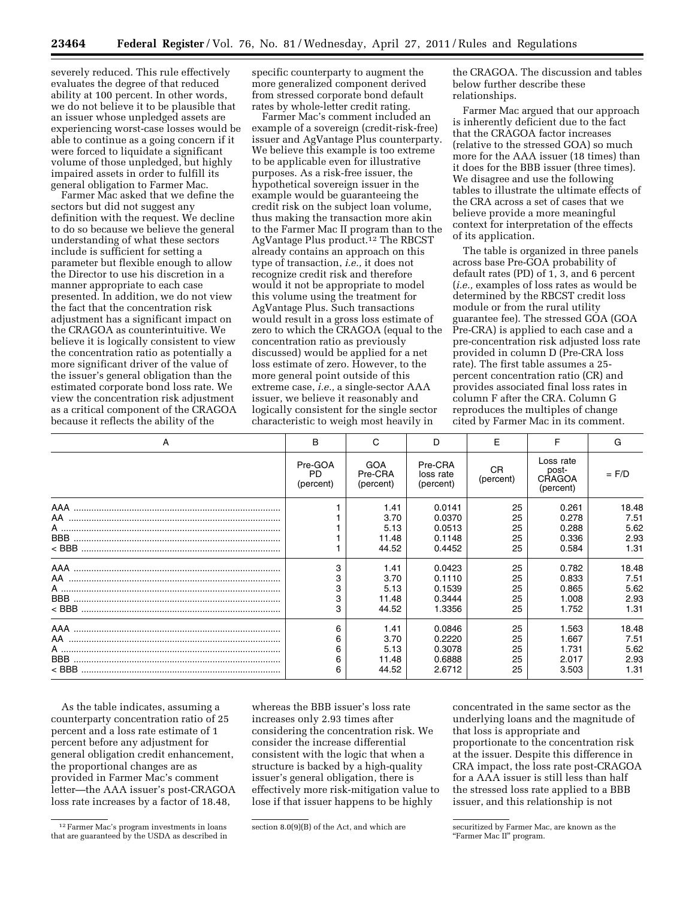severely reduced. This rule effectively evaluates the degree of that reduced ability at 100 percent. In other words, we do not believe it to be plausible that an issuer whose unpledged assets are experiencing worst-case losses would be able to continue as a going concern if it were forced to liquidate a significant volume of those unpledged, but highly impaired assets in order to fulfill its general obligation to Farmer Mac.

Farmer Mac asked that we define the sectors but did not suggest any definition with the request. We decline to do so because we believe the general understanding of what these sectors include is sufficient for setting a parameter but flexible enough to allow the Director to use his discretion in a manner appropriate to each case presented. In addition, we do not view the fact that the concentration risk adjustment has a significant impact on the CRAGOA as counterintuitive. We believe it is logically consistent to view the concentration ratio as potentially a more significant driver of the value of the issuer's general obligation than the estimated corporate bond loss rate. We view the concentration risk adjustment as a critical component of the CRAGOA because it reflects the ability of the specific counterparty to augment the more generalized component derived from stressed corporate bond default rates by whole-letter credit rating.

Farmer Mac's comment included an example of a sovereign (credit-risk-free) issuer and AgVantage Plus counterparty. We believe this example is too extreme to be applicable even for illustrative purposes. As a risk-free issuer, the hypothetical sovereign issuer in the example would be guaranteeing the credit risk on the subject loan volume, thus making the transaction more akin to the Farmer Mac II program than to the AgVantage Plus product.[12] The RBCST already contains an approach on this type of transaction, *i.e.,* it does not recognize credit risk and therefore would it not be appropriate to model this volume using the treatment for AgVantage Plus. Such transactions would result in a gross loss estimate of zero to which the CRAGOA (equal to the concentration ratio as previously discussed) would be applied for a net loss estimate of zero. However, to the more general point outside of this extreme case, *i.e.,* a single-sector AAA issuer, we believe it reasonably and logically consistent for the single sector characteristic to weigh most heavily in the CRAGOA. The discussion and tables below further describe these relationships.

Farmer Mac argued that our approach is inherently deficient due to the fact that the CRAGOA factor increases (relative to the stressed GOA) so much more for the AAA issuer (18 times) than it does for the BBB issuer (three times). We disagree and use the following tables to illustrate the ultimate effects of the CRA across a set of cases that we believe provide a more meaningful context for interpretation of the effects of its application.

The table is organized in three panels across base Pre-GOA probability of default rates (PD) of 1, 3, and 6 percent (*i.e.,* examples of loss rates as would be determined by the RBCST credit loss module or from the rural utility guarantee fee). The stressed GOA (GOA Pre-CRA) is applied to each case and a pre-concentration risk adjusted loss rate provided in column D (Pre-CRA loss rate). The first table assumes a 25-percent concentration ratio (CR) and provides associated final loss rates in column F after the CRA. Column G reproduces the multiples of change cited by Farmer Mac in its comment.

| A | B | C | D | E | F | G |
|---|---|---|---|---|---|---|
| | Pre-GOA PD (percent) | GOA Pre-CRA (percent) | Pre-CRA loss rate (percent) | CR (percent) | Loss rate post-CRAGOA (percent) | = F/D |
| AAA | 1 | 1.41 | 0.0141 | 25 | 0.261 | 18.48 |
| AA | 1 | 3.70 | 0.0370 | 25 | 0.278 | 7.51 |
| A | 1 | 5.13 | 0.0513 | 25 | 0.288 | 5.62 |
| BBB | 1 | 11.48 | 0.1148 | 25 | 0.336 | 2.93 |
| < BBB | 1 | 44.52 | 0.4452 | 25 | 0.584 | 1.31 |
| AAA | 3 | 1.41 | 0.0423 | 25 | 0.782 | 18.48 |
| AA | 3 | 3.70 | 0.1110 | 25 | 0.833 | 7.51 |
| A | 3 | 5.13 | 0.1539 | 25 | 0.865 | 5.62 |
| BBB | 3 | 11.48 | 0.3444 | 25 | 1.008 | 2.93 |
| < BBB | 3 | 44.52 | 1.3356 | 25 | 1.752 | 1.31 |
| AAA | 6 | 1.41 | 0.0846 | 25 | 1.563 | 18.48 |
| AA | 6 | 3.70 | 0.2220 | 25 | 1.667 | 7.51 |
| A | 6 | 5.13 | 0.3078 | 25 | 1.731 | 5.62 |
| BBB | 6 | 11.48 | 0.6888 | 25 | 2.017 | 2.93 |
| < BBB | 6 | 44.52 | 2.6712 | 25 | 3.503 | 1.31 |

As the table indicates, assuming a counterparty concentration ratio of 25 percent and a loss rate estimate of 1 percent before any adjustment for general obligation credit enhancement, the proportional changes are as provided in Farmer Mac's comment letter—the AAA issuer's post-CRAGOA loss rate increases by a factor of 18.48, whereas the BBB issuer's loss rate increases only 2.93 times after considering the concentration risk. We consider the increase differential consistent with the logic that when a structure is backed by a high-quality issuer's general obligation, there is effectively more risk-mitigation value to lose if that issuer happens to be highly concentrated in the same sector as the underlying loans and the magnitude of that loss is appropriate and proportionate to the concentration risk at the issuer. Despite this difference in CRA impact, the loss rate post-CRAGOA for a AAA issuer is still less than half the stressed loss rate applied to a BBB issuer, and this relationship is not

[12] Farmer Mac's program investments in loans that are guaranteed by the USDA as described in section 8.0(9)(B) of the Act, and which are securitized by Farmer Mac, are known as the "Farmer Mac II" program.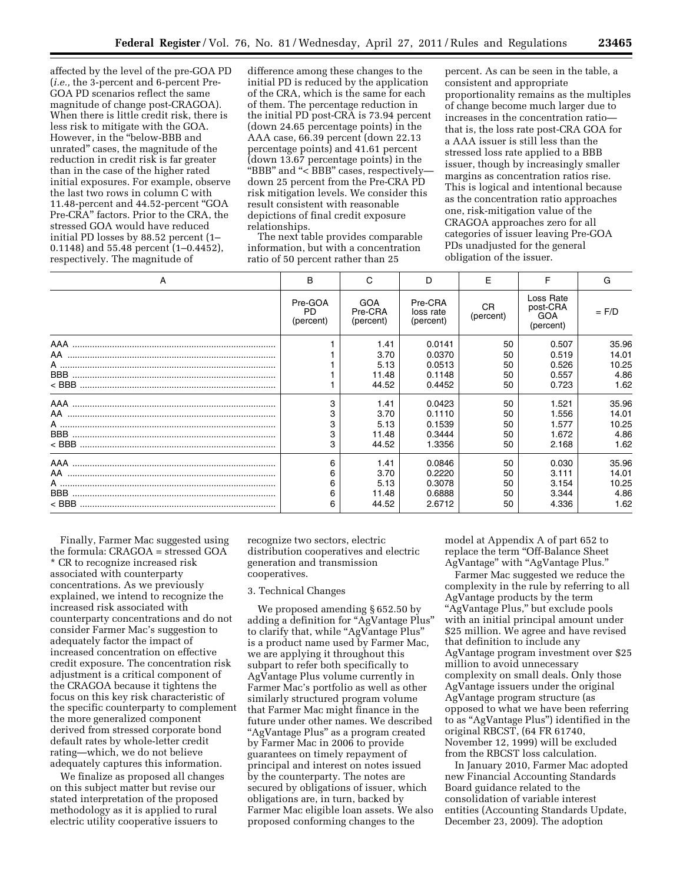affected by the level of the pre-GOA PD (*i.e.,* the 3-percent and 6-percent Pre-GOA PD scenarios reflect the same magnitude of change post-CRAGOA). When there is little credit risk, there is less risk to mitigate with the GOA. However, in the "below-BBB and unrated" cases, the magnitude of the reduction in credit risk is far greater than in the case of the higher rated initial exposures. For example, observe the last two rows in column C with 11.48-percent and 44.52-percent "GOA Pre-CRA" factors. Prior to the CRA, the stressed GOA would have reduced initial PD losses by 88.52 percent (1–0.1148) and 55.48 percent (1–0.4452), respectively. The magnitude of difference among these changes to the initial PD is reduced by the application of the CRA, which is the same for each of them. The percentage reduction in the initial PD post-CRA is 73.94 percent (down 24.65 percentage points) in the AAA case, 66.39 percent (down 22.13 percentage points) and 41.61 percent (down 13.67 percentage points) in the "BBB" and "< BBB" cases, respectively—down 25 percent from the Pre-CRA PD risk mitigation levels. We consider this result consistent with reasonable depictions of final credit exposure relationships.

The next table provides comparable information, but with a concentration ratio of 50 percent rather than 25 percent. As can be seen in the table, a consistent and appropriate proportionality remains as the multiples of change become much larger due to increases in the concentration ratio—that is, the loss rate post-CRA GOA for a AAA issuer is still less than the stressed loss rate applied to a BBB issuer, though by increasingly smaller margins as concentration ratios rise. This is logical and intentional because as the concentration ratio approaches one, risk-mitigation value of the CRAGOA approaches zero for all categories of issuer leaving Pre-GOA PDs unadjusted for the general obligation of the issuer.

| A | B | C | D | E | F | G |
|---|---|---|---|---|---|---|
| | Pre-GOA PD (percent) | GOA Pre-CRA (percent) | Pre-CRA loss rate (percent) | CR (percent) | Loss Rate post-CRA GOA (percent) | = F/D |
| AAA | 1 | 1.41 | 0.0141 | 50 | 0.507 | 35.96 |
| AA | 1 | 3.70 | 0.0370 | 50 | 0.519 | 14.01 |
| A | 1 | 5.13 | 0.0513 | 50 | 0.526 | 10.25 |
| BBB | 1 | 11.48 | 0.1148 | 50 | 0.557 | 4.86 |
| < BBB | 1 | 44.52 | 0.4452 | 50 | 0.723 | 1.62 |
| AAA | 3 | 1.41 | 0.0423 | 50 | 1.521 | 35.96 |
| AA | 3 | 3.70 | 0.1110 | 50 | 1.556 | 14.01 |
| A | 3 | 5.13 | 0.1539 | 50 | 1.577 | 10.25 |
| BBB | 3 | 11.48 | 0.3444 | 50 | 1.672 | 4.86 |
| < BBB | 3 | 44.52 | 1.3356 | 50 | 2.168 | 1.62 |
| AAA | 6 | 1.41 | 0.0846 | 50 | 0.030 | 35.96 |
| AA | 6 | 3.70 | 0.2220 | 50 | 3.111 | 14.01 |
| A | 6 | 5.13 | 0.3078 | 50 | 3.154 | 10.25 |
| BBB | 6 | 11.48 | 0.6888 | 50 | 3.344 | 4.86 |
| < BBB | 6 | 44.52 | 2.6712 | 50 | 4.336 | 1.62 |

Finally, Farmer Mac suggested using the formula: CRAGOA = stressed GOA * CR to recognize increased risk associated with counterparty concentrations. As we previously explained, we intend to recognize the increased risk associated with counterparty concentrations and do not consider Farmer Mac's suggestion to adequately factor the impact of increased concentration on effective credit exposure. The concentration risk adjustment is a critical component of the CRAGOA because it tightens the focus on this key risk characteristic of the specific counterparty to complement the more generalized component derived from stressed corporate bond default rates by whole-letter credit rating—which, we do not believe adequately captures this information.

We finalize as proposed all changes on this subject matter but revise our stated interpretation of the proposed methodology as it is applied to rural electric utility cooperative issuers to recognize two sectors, electric distribution cooperatives and electric generation and transmission cooperatives.

3. Technical Changes

We proposed amending § 652.50 by adding a definition for "AgVantage Plus" to clarify that, while "AgVantage Plus" is a product name used by Farmer Mac, we are applying it throughout this subpart to refer both specifically to AgVantage Plus volume currently in Farmer Mac's portfolio as well as other similarly structured program volume that Farmer Mac might finance in the future under other names. We described "AgVantage Plus" as a program created by Farmer Mac in 2006 to provide guarantees on timely repayment of principal and interest on notes issued by the counterparty. The notes are secured by obligations of issuer, which obligations are, in turn, backed by Farmer Mac eligible loan assets. We also proposed conforming changes to the model at Appendix A of part 652 to replace the term "Off-Balance Sheet AgVantage" with "AgVantage Plus."

Farmer Mac suggested we reduce the complexity in the rule by referring to all AgVantage products by the term "AgVantage Plus," but exclude pools with an initial principal amount under $25 million. We agree and have revised that definition to include any AgVantage program investment over $25 million to avoid unnecessary complexity on small deals. Only those AgVantage issuers under the original AgVantage program structure (as opposed to what we have been referring to as "AgVantage Plus") identified in the original RBCST, (64 FR 61740, November 12, 1999) will be excluded from the RBCST loss calculation.

In January 2010, Farmer Mac adopted new Financial Accounting Standards Board guidance related to the consolidation of variable interest entities (Accounting Standards Update, December 23, 2009). The adoption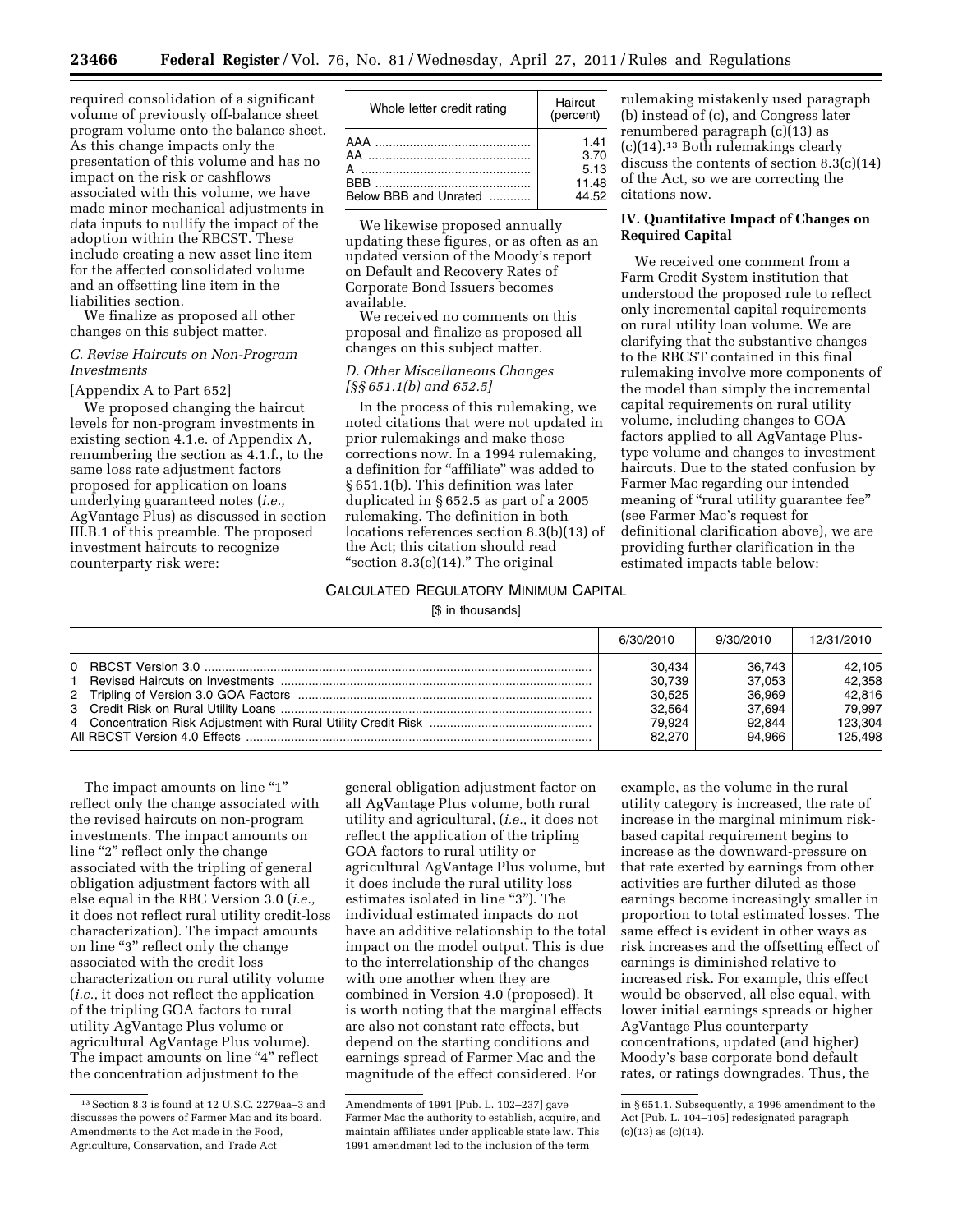required consolidation of a significant volume of previously off-balance sheet program volume onto the balance sheet. As this change impacts only the presentation of this volume and has no impact on the risk or cashflows associated with this volume, we have made minor mechanical adjustments in data inputs to nullify the impact of the adoption within the RBCST. These include creating a new asset line item for the affected consolidated volume and an offsetting line item in the liabilities section.

We finalize as proposed all other changes on this subject matter.

### C. Revise Haircuts on Non-Program Investments

[Appendix A to Part 652]

We proposed changing the haircut levels for non-program investments in existing section 4.1.e. of Appendix A, renumbering the section as 4.1.f., to the same loss rate adjustment factors proposed for application on loans underlying guaranteed notes (*i.e.,* AgVantage Plus) as discussed in section III.B.1 of this preamble. The proposed investment haircuts to recognize counterparty risk were:

| Whole letter credit rating | Haircut (percent) |
|---|---|
| AAA | 1.41 |
| AA | 3.70 |
| A | 5.13 |
| BBB | 11.48 |
| Below BBB and Unrated | 44.52 |

We likewise proposed annually updating these figures, or as often as an updated version of the Moody's report on Default and Recovery Rates of Corporate Bond Issuers becomes available.

We received no comments on this proposal and finalize as proposed all changes on this subject matter.

### D. Other Miscellaneous Changes [§§ 651.1(b) and 652.5]

In the process of this rulemaking, we noted citations that were not updated in prior rulemakings and make those corrections now. In a 1994 rulemaking, a definition for "affiliate" was added to § 651.1(b). This definition was later duplicated in § 652.5 as part of a 2005 rulemaking. The definition in both locations references section 8.3(b)(13) of the Act; this citation should read "section 8.3(c)(14)." The original rulemaking mistakenly used paragraph (b) instead of (c), and Congress later renumbered paragraph (c)(13) as (c)(14).[13] Both rulemakings clearly discuss the contents of section 8.3(c)(14) of the Act, so we are correcting the citations now.

## IV. Quantitative Impact of Changes on Required Capital

We received one comment from a Farm Credit System institution that understood the proposed rule to reflect only incremental capital requirements on rural utility loan volume. We are clarifying that the substantive changes to the RBCST contained in this final rulemaking involve more components of the model than simply the incremental capital requirements on rural utility volume, including changes to GOA factors applied to all AgVantage Plus-type volume and changes to investment haircuts. Due to the stated confusion by Farmer Mac regarding our intended meaning of "rural utility guarantee fee" (see Farmer Mac's request for definitional clarification above), we are providing further clarification in the estimated impacts table below:

CALCULATED REGULATORY MINIMUM CAPITAL

[$ in thousands]

| | 6/30/2010 | 9/30/2010 | 12/31/2010 |
|---|---|---|---|
| 0 RBCST Version 3.0 | 30,434 | 36,743 | 42,105 |
| 1 Revised Haircuts on Investments | 30,739 | 37,053 | 42,358 |
| 2 Tripling of Version 3.0 GOA Factors | 30,525 | 36,969 | 42,816 |
| 3 Credit Risk on Rural Utility Loans | 32,564 | 37,694 | 79,997 |
| 4 Concentration Risk Adjustment with Rural Utility Credit Risk | 79,924 | 92,844 | 123,304 |
| All RBCST Version 4.0 Effects | 82,270 | 94,966 | 125,498 |

The impact amounts on line "1" reflect only the change associated with the revised haircuts on non-program investments. The impact amounts on line "2" reflect only the change associated with the tripling of general obligation adjustment factors with all else equal in the RBC Version 3.0 (*i.e.,* it does not reflect rural utility credit-loss characterization). The impact amounts on line "3" reflect only the change associated with the credit loss characterization on rural utility volume (*i.e.,* it does not reflect the application of the tripling GOA factors to rural utility AgVantage Plus volume or agricultural AgVantage Plus volume). The impact amounts on line "4" reflect the concentration adjustment to the general obligation adjustment factor on all AgVantage Plus volume, both rural utility and agricultural, (*i.e.,* it does not reflect the application of the tripling GOA factors to rural utility or agricultural AgVantage Plus volume, but it does include the rural utility loss estimates isolated in line "3"). The individual estimated impacts do not have an additive relationship to the total impact on the model output. This is due to the interrelationship of the changes with one another when they are combined in Version 4.0 (proposed). It is worth noting that the marginal effects are also not constant rate effects, but depend on the starting conditions and earnings spread of Farmer Mac and the magnitude of the effect considered. For example, as the volume in the rural utility category is increased, the rate of increase in the marginal minimum risk-based capital requirement begins to increase as the downward-pressure on that rate exerted by earnings from other activities are further diluted as those earnings become increasingly smaller in proportion to total estimated losses. The same effect is evident in other ways as risk increases and the offsetting effect of earnings is diminished relative to increased risk. For example, this effect would be observed, all else equal, with lower initial earnings spreads or higher AgVantage Plus counterparty concentrations, updated (and higher) Moody's base corporate bond default rates, or ratings downgrades. Thus, the

[13] Section 8.3 is found at 12 U.S.C. 2279aa–3 and discusses the powers of Farmer Mac and its board. Amendments to the Act made in the Food, Agriculture, Conservation, and Trade Act Amendments of 1991 [Pub. L. 102–237] gave Farmer Mac the authority to establish, acquire, and maintain affiliates under applicable state law. This 1991 amendment led to the inclusion of the term in § 651.1. Subsequently, a 1996 amendment to the Act [Pub. L. 104–105] redesignated paragraph (c)(13) as (c)(14).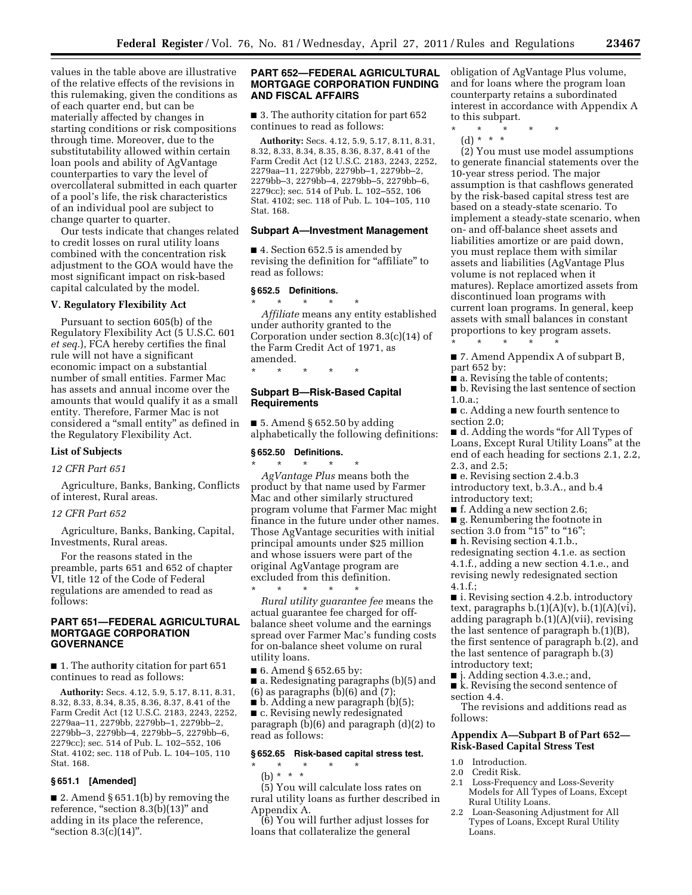values in the table above are illustrative of the relative effects of the revisions in this rulemaking, given the conditions as of each quarter end, but can be materially affected by changes in starting conditions or risk compositions through time. Moreover, due to the substitutability allowed within certain loan pools and ability of AgVantage counterparties to vary the level of overcollateral submitted in each quarter of a pool's life, the risk characteristics of an individual pool are subject to change quarter to quarter.

Our tests indicate that changes related to credit losses on rural utility loans combined with the concentration risk adjustment to the GOA would have the most significant impact on risk-based capital calculated by the model.

## V. Regulatory Flexibility Act

Pursuant to section 605(b) of the Regulatory Flexibility Act (5 U.S.C. 601 *et seq.*), FCA hereby certifies the final rule will not have a significant economic impact on a substantial number of small entities. Farmer Mac has assets and annual income over the amounts that would qualify it as a small entity. Therefore, Farmer Mac is not considered a "small entity" as defined in the Regulatory Flexibility Act.

## List of Subjects

*12 CFR Part 651*

Agriculture, Banks, Banking, Conflicts of interest, Rural areas.

*12 CFR Part 652*

Agriculture, Banks, Banking, Capital, Investments, Rural areas.

For the reasons stated in the preamble, parts 651 and 652 of chapter VI, title 12 of the Code of Federal regulations are amended to read as follows:

## PART 651—FEDERAL AGRICULTURAL MORTGAGE CORPORATION GOVERNANCE

■ 1. The authority citation for part 651 continues to read as follows:

**Authority:** Secs. 4.12, 5.9, 5.17, 8.11, 8.31, 8.32, 8.33, 8.34, 8.35, 8.36, 8.37, 8.41 of the Farm Credit Act (12 U.S.C. 2183, 2243, 2252, 2279aa–11, 2279bb, 2279bb–1, 2279bb–2, 2279bb–3, 2279bb–4, 2279bb–5, 2279bb–6, 2279cc); sec. 514 of Pub. L. 102–552, 106 Stat. 4102; sec. 118 of Pub. L. 104–105, 110 Stat. 168.

### § 651.1 [Amended]

■ 2. Amend § 651.1(b) by removing the reference, "section 8.3(b)(13)" and adding in its place the reference, "section 8.3(c)(14)".

## PART 652—FEDERAL AGRICULTURAL MORTGAGE CORPORATION FUNDING AND FISCAL AFFAIRS

■ 3. The authority citation for part 652 continues to read as follows:

**Authority:** Secs. 4.12, 5.9, 5.17, 8.11, 8.31, 8.32, 8.33, 8.34, 8.35, 8.36, 8.37, 8.41 of the Farm Credit Act (12 U.S.C. 2183, 2243, 2252, 2279aa–11, 2279bb, 2279bb–1, 2279bb–2, 2279bb–3, 2279bb–4, 2279bb–5, 2279bb–6, 2279cc); sec. 514 of Pub. L. 102–552, 106 Stat. 4102; sec. 118 of Pub. L. 104–105, 110 Stat. 168.

### Subpart A—Investment Management

■ 4. Section 652.5 is amended by revising the definition for "affiliate" to read as follows:

### § 652.5 Definitions.

\* \* \* \* \*

*Affiliate* means any entity established under authority granted to the Corporation under section 8.3(c)(14) of the Farm Credit Act of 1971, as amended.

\* \* \* \* \*

### Subpart B—Risk-Based Capital Requirements

■ 5. Amend § 652.50 by adding alphabetically the following definitions:

### § 652.50 Definitions.

\* \* \* \* \*

*AgVantage Plus* means both the product by that name used by Farmer Mac and other similarly structured program volume that Farmer Mac might finance in the future under other names. Those AgVantage securities with initial principal amounts under $25 million and whose issuers were part of the original AgVantage program are excluded from this definition.

\* \* \* \* \*

*Rural utility guarantee fee* means the actual guarantee fee charged for off-balance sheet volume and the earnings spread over Farmer Mac's funding costs for on-balance sheet volume on rural utility loans.

■ 6. Amend § 652.65 by:

■ a. Redesignating paragraphs (b)(5) and (6) as paragraphs (b)(6) and (7);

■ b. Adding a new paragraph (b)(5);

■ c. Revising newly redesignated paragraph (b)(6) and paragraph (d)(2) to read as follows:

### § 652.65 Risk-based capital stress test.

\* \* \* \* \*

(b) \* \* \*

(5) You will calculate loss rates on rural utility loans as further described in Appendix A.

(6) You will further adjust losses for loans that collateralize the general obligation of AgVantage Plus volume, and for loans where the program loan counterparty retains a subordinated interest in accordance with Appendix A to this subpart.

\* \* \* \* \*

(d) \* \* \*

(2) You must use model assumptions to generate financial statements over the 10-year stress period. The major assumption is that cashflows generated by the risk-based capital stress test are based on a steady-state scenario. To implement a steady-state scenario, when on- and off-balance sheet assets and liabilities amortize or are paid down, you must replace them with similar assets and liabilities (AgVantage Plus volume is not replaced when it matures). Replace amortized assets from discontinued loan programs with current loan programs. In general, keep assets with small balances in constant proportions to key program assets.

\* \* \* \* \*

■ 7. Amend Appendix A of subpart B, part 652 by:

■ a. Revising the table of contents;

■ b. Revising the last sentence of section 1.0.a.;

■ c. Adding a new fourth sentence to section 2.0;

■ d. Adding the words "for All Types of Loans, Except Rural Utility Loans" at the end of each heading for sections 2.1, 2.2, 2.3, and 2.5;

■ e. Revising section 2.4.b.3 introductory text, b.3.A., and b.4 introductory text;

■ f. Adding a new section 2.6;

■ g. Renumbering the footnote in section 3.0 from "15" to "16";

■ h. Revising section 4.1.b., redesignating section 4.1.e. as section 4.1.f., adding a new section 4.1.e., and revising newly redesignated section 4.1.f.;

■ i. Revising section 4.2.b. introductory text, paragraphs b.(1)(A)(v), b.(1)(A)(vi), adding paragraph b.(1)(A)(vii), revising the last sentence of paragraph b.(1)(B), the first sentence of paragraph b.(2), and the last sentence of paragraph b.(3) introductory text;

■ j. Adding section 4.3.e.; and,

■ k. Revising the second sentence of section 4.4.

The revisions and additions read as follows:

## Appendix A—Subpart B of Part 652—Risk-Based Capital Stress Test

1.0 Introduction.
2.0 Credit Risk.
2.1 Loss-Frequency and Loss-Severity Models for All Types of Loans, Except Rural Utility Loans.
2.2 Loan-Seasoning Adjustment for All Types of Loans, Except Rural Utility Loans.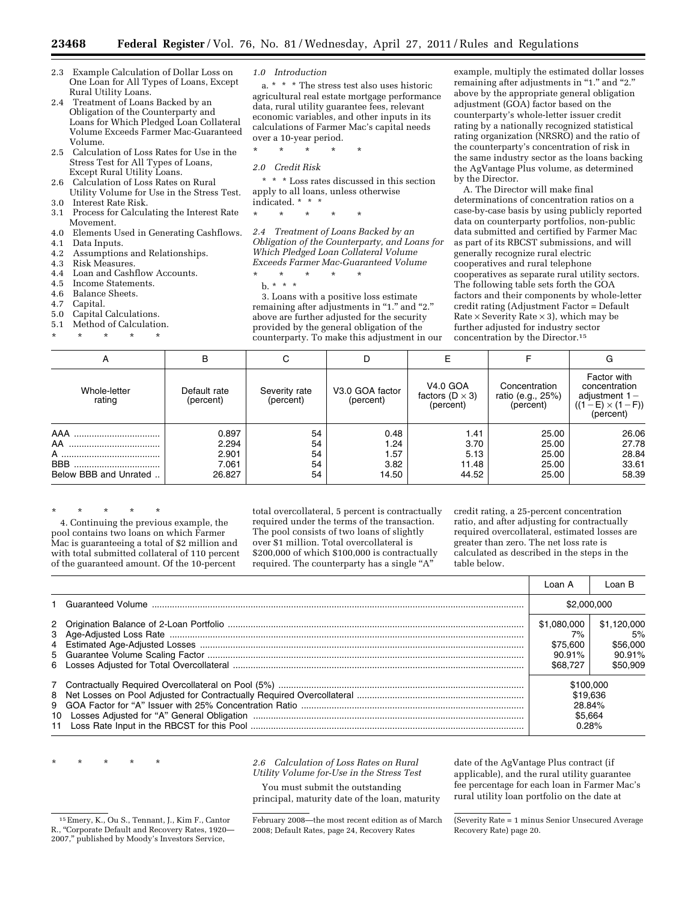2.3 Example Calculation of Dollar Loss on One Loan for All Types of Loans, Except Rural Utility Loans.
2.4 Treatment of Loans Backed by an Obligation of the Counterparty and Loans for Which Pledged Loan Collateral Volume Exceeds Farmer Mac-Guaranteed Volume.
2.5 Calculation of Loss Rates for Use in the Stress Test for All Types of Loans, Except Rural Utility Loans.
2.6 Calculation of Loss Rates on Rural Utility Volume for Use in the Stress Test.
3.0 Interest Rate Risk.
3.1 Process for Calculating the Interest Rate Movement.
4.0 Elements Used in Generating Cashflows.
4.1 Data Inputs.
4.2 Assumptions and Relationships.
4.3 Risk Measures.
4.4 Loan and Cashflow Accounts.
4.5 Income Statements.
4.6 Balance Sheets.
4.7 Capital.
5.0 Capital Calculations.
5.1 Method of Calculation.

\* \* \* \* \*

*1.0 Introduction*

a. \* \* \* The stress test also uses historic agricultural real estate mortgage performance data, rural utility guarantee fees, relevant economic variables, and other inputs in its calculations of Farmer Mac's capital needs over a 10-year period.

\* \* \* \* \*

*2.0 Credit Risk*

\* \* \* Loss rates discussed in this section apply to all loans, unless otherwise indicated. \* \* \*

\* \* \* \* \*

*2.4 Treatment of Loans Backed by an Obligation of the Counterparty, and Loans for Which Pledged Loan Collateral Volume Exceeds Farmer Mac-Guaranteed Volume*

\* \* \* \* \*

b. \* \* \*

3. Loans with a positive loss estimate remaining after adjustments in "1." and "2." above are further adjusted for the security provided by the general obligation of the counterparty. To make this adjustment in our example, multiply the estimated dollar losses remaining after adjustments in "1." and "2." above by the appropriate general obligation adjustment (GOA) factor based on the counterparty's whole-letter issuer credit rating by a nationally recognized statistical rating organization (NRSRO) and the ratio of the counterparty's concentration of risk in the same industry sector as the loans backing the AgVantage Plus volume, as determined by the Director.

A. The Director will make final determinations of concentration ratios on a case-by-case basis by using publicly reported data on counterparty portfolios, non-public data submitted and certified by Farmer Mac as part of its RBCST submissions, and will generally recognize rural electric cooperatives and rural telephone cooperatives as separate rural utility sectors. The following table sets forth the GOA factors and their components by whole-letter credit rating (Adjustment Factor = Default Rate × Severity Rate × 3), which may be further adjusted for industry sector concentration by the Director.[15]

| A | B | C | D | E | F | G |
|---|---|---|---|---|---|---|
| Whole-letter rating | Default rate (percent) | Severity rate (percent) | V3.0 GOA factor (percent) | V4.0 GOA factors (D × 3) (percent) | Concentration ratio (e.g., 25%) (percent) | Factor with concentration adjustment 1 − ((1 − E) × (1 − F)) (percent) |
| AAA | 0.897 | 54 | 0.48 | 1.41 | 25.00 | 26.06 |
| AA | 2.294 | 54 | 1.24 | 3.70 | 25.00 | 27.78 |
| A | 2.901 | 54 | 1.57 | 5.13 | 25.00 | 28.84 |
| BBB | 7.061 | 54 | 3.82 | 11.48 | 25.00 | 33.61 |
| Below BBB and Unrated | 26.827 | 54 | 14.50 | 44.52 | 25.00 | 58.39 |

\* \* \* \* \*

4. Continuing the previous example, the pool contains two loans on which Farmer Mac is guaranteeing a total of $2 million and with total submitted collateral of 110 percent of the guaranteed amount. Of the 10-percent total overcollateral, 5 percent is contractually required under the terms of the transaction. The pool consists of two loans of slightly over $1 million. Total overcollateral is $200,000 of which $100,000 is contractually required. The counterparty has a single "A" credit rating, a 25-percent concentration ratio, and after adjusting for contractually required overcollateral, estimated losses are greater than zero. The net loss rate is calculated as described in the steps in the table below.

| | Loan A | Loan B |
|---|---|---|
| 1 Guaranteed Volume | $2,000,000 | |
| 2 Origination Balance of 2-Loan Portfolio | $1,080,000 | $1,120,000 |
| 3 Age-Adjusted Loss Rate | 7% | 5% |
| 4 Estimated Age-Adjusted Losses | $75,600 | $56,000 |
| 5 Guarantee Volume Scaling Factor | 90.91% | 90.91% |
| 6 Losses Adjusted for Total Overcollateral | $68,727 | $50,909 |
| 7 Contractually Required Overcollateral on Pool (5%) | $100,000 | |
| 8 Net Losses on Pool Adjusted for Contractually Required Overcollateral | $19,636 | |
| 9 GOA Factor for "A" Issuer with 25% Concentration Ratio | 28.84% | |
| 10 Losses Adjusted for "A" General Obligation | $5,664 | |
| 11 Loss Rate Input in the RBCST for this Pool | 0.28% | |

\* \* \* \* \*

*2.6 Calculation of Loss Rates on Rural Utility Volume for-Use in the Stress Test*

You must submit the outstanding principal, maturity date of the loan, maturity date of the AgVantage Plus contract (if applicable), and the rural utility guarantee fee percentage for each loan in Farmer Mac's rural utility loan portfolio on the date at

[15] Emery, K., Ou S., Tennant, J., Kim F., Cantor R., "Corporate Default and Recovery Rates, 1920—2007," published by Moody's Investors Service, February 2008—the most recent edition as of March 2008; Default Rates, page 24, Recovery Rates (Severity Rate = 1 minus Senior Unsecured Average Recovery Rate) page 20.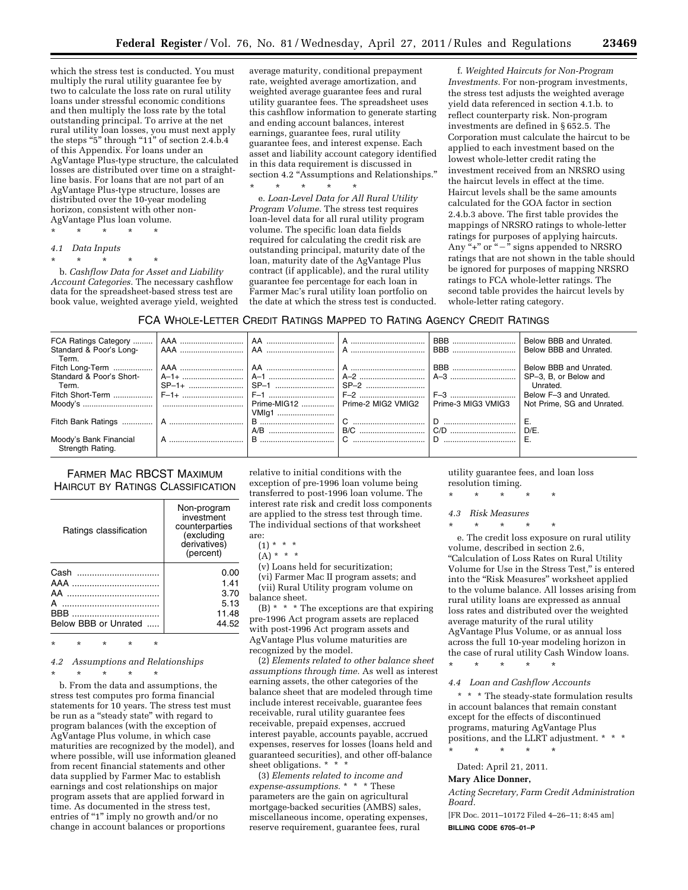which the stress test is conducted. You must multiply the rural utility guarantee fee by two to calculate the loss rate on rural utility loans under stressful economic conditions and then multiply the loss rate by the total outstanding principal. To arrive at the net rural utility loan losses, you must next apply the steps "5" through "11" of section 2.4.b.4 of this Appendix. For loans under an AgVantage Plus-type structure, the calculated losses are distributed over time on a straight-line basis. For loans that are not part of an AgVantage Plus-type structure, losses are distributed over the 10-year modeling horizon, consistent with other non-AgVantage Plus loan volume.

\* \* \* \* \*

*4.1 Data Inputs*

\* \* \* \* \*

b. *Cashflow Data for Asset and Liability Account Categories.* The necessary cashflow data for the spreadsheet-based stress test are book value, weighted average yield, weighted average maturity, conditional prepayment rate, weighted average amortization, and weighted average guarantee fees and rural utility guarantee fees. The spreadsheet uses this cashflow information to generate starting and ending account balances, interest earnings, guarantee fees, rural utility guarantee fees, and interest expense. Each asset and liability account category identified in this data requirement is discussed in section 4.2 "Assumptions and Relationships."

\* \* \* \* \*

e. *Loan-Level Data for All Rural Utility Program Volume.* The stress test requires loan-level data for all rural utility program volume. The specific loan data fields required for calculating the credit risk are outstanding principal, maturity date of the loan, maturity date of the AgVantage Plus contract (if applicable), and the rural utility guarantee fee percentage for each loan in Farmer Mac's rural utility loan portfolio on the date at which the stress test is conducted.

f. *Weighted Haircuts for Non-Program Investments.* For non-program investments, the stress test adjusts the weighted average yield data referenced in section 4.1.b. to reflect counterparty risk. Non-program investments are defined in § 652.5. The Corporation must calculate the haircut to be applied to each investment based on the lowest whole-letter credit rating the investment received from an NRSRO using the haircut levels in effect at the time. Haircut levels shall be the same amounts calculated for the GOA factor in section 2.4.b.3 above. The first table provides the mappings of NRSRO ratings to whole-letter ratings for purposes of applying haircuts. Any "+" or "−" signs appended to NRSRO ratings that are not shown in the table should be ignored for purposes of mapping NRSRO ratings to FCA whole-letter ratings. The second table provides the haircut levels by whole-letter rating category.

## FCA Whole-Letter Credit Ratings Mapped to Rating Agency Credit Ratings

| | | | | | |
|---|---|---|---|---|---|
| FCA Ratings Category | AAA | AA | A | BBB | Below BBB and Unrated. |
| Standard & Poor's Long-Term. | AAA | AA | A | BBB | Below BBB and Unrated. |
| Fitch Long-Term | AAA | AA | A | BBB | Below BBB and Unrated. |
| Standard & Poor's Short-Term. | A–1+<br>SP–1+ | A–1<br>SP–1 | A–2<br>SP–2 | A–3 | SP–3, B, or Below and Unrated. |
| Fitch Short-Term | F–1+ | F–1 | F–2 | F–3 | Below F–3 and Unrated. |
| Moody's | | Prime-MIG12<br>VMIg1 | Prime-2 MIG2 VMIG2 | Prime-3 MIG3 VMIG3 | Not Prime, SG and Unrated. |
| Fitch Bank Ratings | A | B<br>A/B | C<br>B/C | D<br>C/D | E.<br>D/E. |
| Moody's Bank Financial Strength Rating. | A | B | C | D | E. |

## Farmer Mac RBCST Maximum Haircut by Ratings Classification

| Ratings classification | Non-program investment counterparties (excluding derivatives) (percent) |
|---|---|
| Cash | 0.00 |
| AAA | 1.41 |
| AA | 3.70 |
| A | 5.13 |
| BBB | 11.48 |
| Below BBB or Unrated | 44.52 |

\* \* \* \* \*

*4.2 Assumptions and Relationships*

\* \* \* \* \*

b. From the data and assumptions, the stress test computes pro forma financial statements for 10 years. The stress test must be run as a "steady state" with regard to program balances (with the exception of AgVantage Plus volume, in which case maturities are recognized by the model), and where possible, will use information gleaned from recent financial statements and other data supplied by Farmer Mac to establish earnings and cost relationships on major program assets that are applied forward in time. As documented in the stress test, entries of "1" imply no growth and/or no change in account balances or proportions relative to initial conditions with the exception of pre-1996 loan volume being transferred to post-1996 loan volume. The interest rate risk and credit loss components are applied to the stress test through time. The individual sections of that worksheet are:

(1) \* \* \*

(A) \* \* \*

(v) Loans held for securitization;

(vi) Farmer Mac II program assets; and

(vii) Rural Utility program volume on balance sheet.

(B) \* \* \* The exceptions are that expiring pre-1996 Act program assets are replaced with post-1996 Act program assets and AgVantage Plus volume maturities are recognized by the model.

(2) *Elements related to other balance sheet assumptions through time.* As well as interest earning assets, the other categories of the balance sheet that are modeled through time include interest receivable, guarantee fees receivable, rural utility guarantee fees receivable, prepaid expenses, accrued interest payable, accounts payable, accrued expenses, reserves for losses (loans held and guaranteed securities), and other off-balance sheet obligations. \* \* \*

(3) *Elements related to income and expense-assumptions.* \* \* \* These parameters are the gain on agricultural mortgage-backed securities (AMBS) sales, miscellaneous income, operating expenses, reserve requirement, guarantee fees, rural utility guarantee fees, and loan loss resolution timing.

\* \* \* \* \*

*4.3 Risk Measures*

\* \* \* \* \*

e. The credit loss exposure on rural utility volume, described in section 2.6, "Calculation of Loss Rates on Rural Utility Volume for Use in the Stress Test," is entered into the "Risk Measures" worksheet applied to the volume balance. All losses arising from rural utility loans are expressed as annual loss rates and distributed over the weighted average maturity of the rural utility AgVantage Plus Volume, or as annual loss across the full 10-year modeling horizon in the case of rural utility Cash Window loans.

\* \* \* \* \*

*4.4 Loan and Cashflow Accounts*

\* \* \* The steady-state formulation results in account balances that remain constant except for the effects of discontinued programs, maturing AgVantage Plus positions, and the LLRT adjustment. \* \* \*

\* \* \* \* \*

Dated: April 21, 2011.

**Mary Alice Donner,**

*Acting Secretary, Farm Credit Administration Board.*

[FR Doc. 2011–10172 Filed 4–26–11; 8:45 am]

**BILLING CODE 6705–01–P**